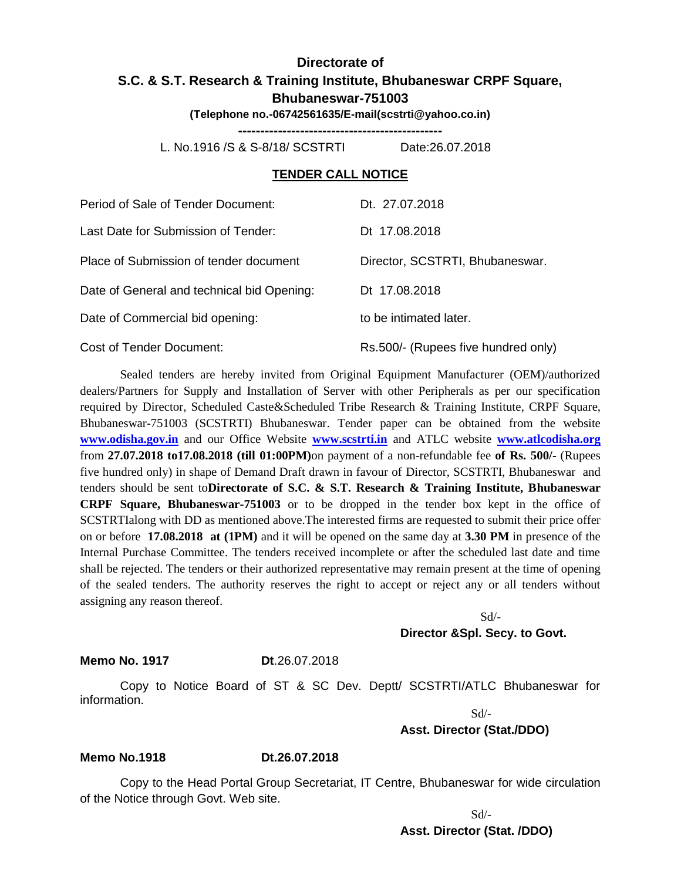# Directorate of

# S.C. & S.T. Research & Training Institute, Bhubaneswar CRPF Square, Bhubaneswar-751003

**(Telephone no.-06742561635/E-mail(scstrti@yahoo.co.in)**

---

L. No.1916 /S & S-8/18/ SCSTRTI Date:26.07.2018

## TENDER CALL NOTICE

| | |
|---|---|
| Period of Sale of Tender Document: | Dt. 27.07.2018 |
| Last Date for Submission of Tender: | Dt 17.08.2018 |
| Place of Submission of tender document | Director, SCSTRTI, Bhubaneswar. |
| Date of General and technical bid Opening: | Dt 17.08.2018 |
| Date of Commercial bid opening: | to be intimated later. |
| Cost of Tender Document: | Rs.500/- (Rupees five hundred only) |

Sealed tenders are hereby invited from Original Equipment Manufacturer (OEM)/authorized dealers/Partners for Supply and Installation of Server with other Peripherals as per our specification required by Director, Scheduled Caste&Scheduled Tribe Research & Training Institute, CRPF Square, Bhubaneswar-751003 (SCSTRTI) Bhubaneswar. Tender paper can be obtained from the website **www.odisha.gov.in** and our Office Website **www.scstrti.in** and ATLC website **www.atlcodisha.org** from **27.07.2018 to17.08.2018 (till 01:00PM)**on payment of a non-refundable fee **of Rs. 500/-** (Rupees five hundred only) in shape of Demand Draft drawn in favour of Director, SCSTRTI, Bhubaneswar and tenders should be sent to**Directorate of S.C. & S.T. Research & Training Institute, Bhubaneswar CRPF Square, Bhubaneswar-751003** or to be dropped in the tender box kept in the office of SCSTRTIalong with DD as mentioned above.The interested firms are requested to submit their price offer on or before **17.08.2018 at (1PM)** and it will be opened on the same day at **3.30 PM** in presence of the Internal Purchase Committee. The tenders received incomplete or after the scheduled last date and time shall be rejected. The tenders or their authorized representative may remain present at the time of opening of the sealed tenders. The authority reserves the right to accept or reject any or all tenders without assigning any reason thereof.

Sd/-

**Director &Spl. Secy. to Govt.**

**Memo No. 1917** **Dt**.26.07.2018

Copy to Notice Board of ST & SC Dev. Deptt/ SCSTRTI/ATLC Bhubaneswar for information.

Sd/-

**Asst. Director (Stat./DDO)**

**Memo No.1918** **Dt.26.07.2018**

Copy to the Head Portal Group Secretariat, IT Centre, Bhubaneswar for wide circulation of the Notice through Govt. Web site.

Sd/-

**Asst. Director (Stat. /DDO)**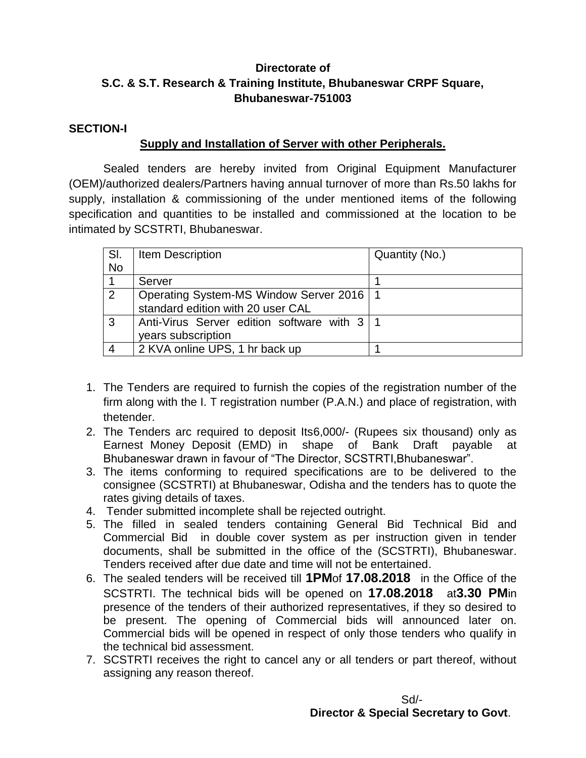**Directorate of**
**S.C. & S.T. Research & Training Institute, Bhubaneswar CRPF Square, Bhubaneswar-751003**

**SECTION-I**

**Supply and Installation of Server with other Peripherals.**

Sealed tenders are hereby invited from Original Equipment Manufacturer (OEM)/authorized dealers/Partners having annual turnover of more than Rs.50 lakhs for supply, installation & commissioning of the under mentioned items of the following specification and quantities to be installed and commissioned at the location to be intimated by SCSTRTI, Bhubaneswar.

| Sl. No | Item Description | Quantity (No.) |
|---|---|---|
| 1 | Server | 1 |
| 2 | Operating System-MS Window Server 2016 standard edition with 20 user CAL | 1 |
| 3 | Anti-Virus Server edition software with 3 years subscription | 1 |
| 4 | 2 KVA online UPS, 1 hr back up | 1 |

1. The Tenders are required to furnish the copies of the registration number of the firm along with the I. T registration number (P.A.N.) and place of registration, with thetender.
2. The Tenders arc required to deposit Its6,000/- (Rupees six thousand) only as Earnest Money Deposit (EMD) in shape of Bank Draft payable at Bhubaneswar drawn in favour of "The Director, SCSTRTI,Bhubaneswar".
3. The items conforming to required specifications are to be delivered to the consignee (SCSTRTI) at Bhubaneswar, Odisha and the tenders has to quote the rates giving details of taxes.
4. Tender submitted incomplete shall be rejected outright.
5. The filled in sealed tenders containing General Bid Technical Bid and Commercial Bid in double cover system as per instruction given in tender documents, shall be submitted in the office of the (SCSTRTI), Bhubaneswar. Tenders received after due date and time will not be entertained.
6. The sealed tenders will be received till **1PM**of **17.08.2018** in the Office of the SCSTRTI. The technical bids will be opened on **17.08.2018** at**3.30 PM**in presence of the tenders of their authorized representatives, if they so desired to be present. The opening of Commercial bids will announced later on. Commercial bids will be opened in respect of only those tenders who qualify in the technical bid assessment.
7. SCSTRTI receives the right to cancel any or all tenders or part thereof, without assigning any reason thereof.

Sd/-
**Director & Special Secretary to Govt**.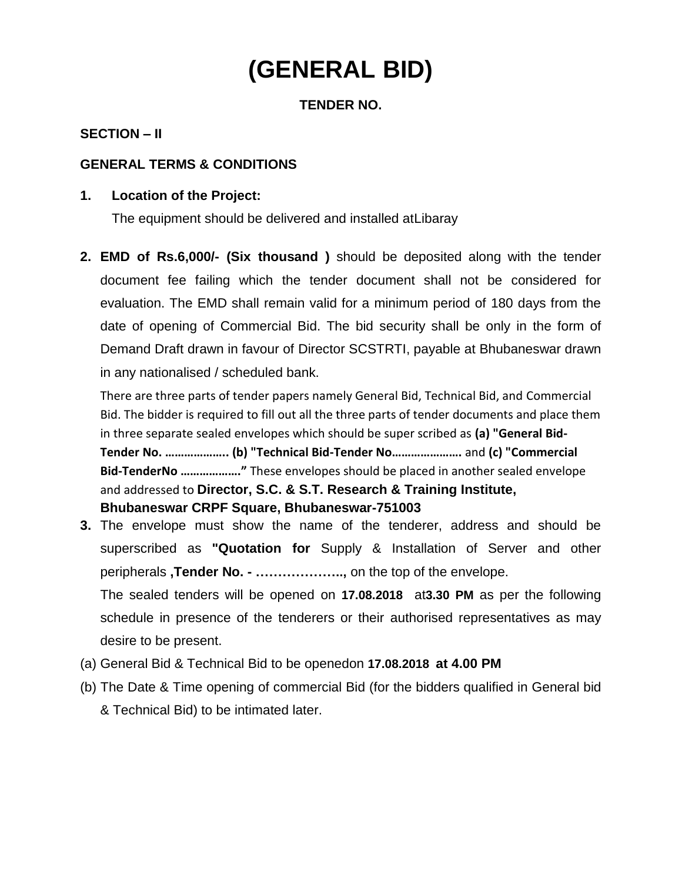# (GENERAL BID)

**TENDER NO.**

**SECTION – II**

**GENERAL TERMS & CONDITIONS**

1. **Location of the Project:**

   The equipment should be delivered and installed atLibaray

2. **EMD of Rs.6,000/- (Six thousand )** should be deposited along with the tender document fee failing which the tender document shall not be considered for evaluation. The EMD shall remain valid for a minimum period of 180 days from the date of opening of Commercial Bid. The bid security shall be only in the form of Demand Draft drawn in favour of Director SCSTRTI, payable at Bhubaneswar drawn in any nationalised / scheduled bank.

   There are three parts of tender papers namely General Bid, Technical Bid, and Commercial Bid. The bidder is required to fill out all the three parts of tender documents and place them in three separate sealed envelopes which should be super scribed as **(a) "General Bid-Tender No. ………………. (b) "Technical Bid-Tender No…………………** and **(c) "Commercial Bid-TenderNo ………………"** These envelopes should be placed in another sealed envelope and addressed to **Director, S.C. & S.T. Research & Training Institute, Bhubaneswar CRPF Square, Bhubaneswar-751003**

3. The envelope must show the name of the tenderer, address and should be superscribed as **"Quotation for** Supply & Installation of Server and other peripherals **,Tender No. - ………………..,** on the top of the envelope.

   The sealed tenders will be opened on **17.08.2018** at**3.30 PM** as per the following schedule in presence of the tenderers or their authorised representatives as may desire to be present.

(a) General Bid & Technical Bid to be openedon **17.08.2018 at 4.00 PM**

(b) The Date & Time opening of commercial Bid (for the bidders qualified in General bid & Technical Bid) to be intimated later.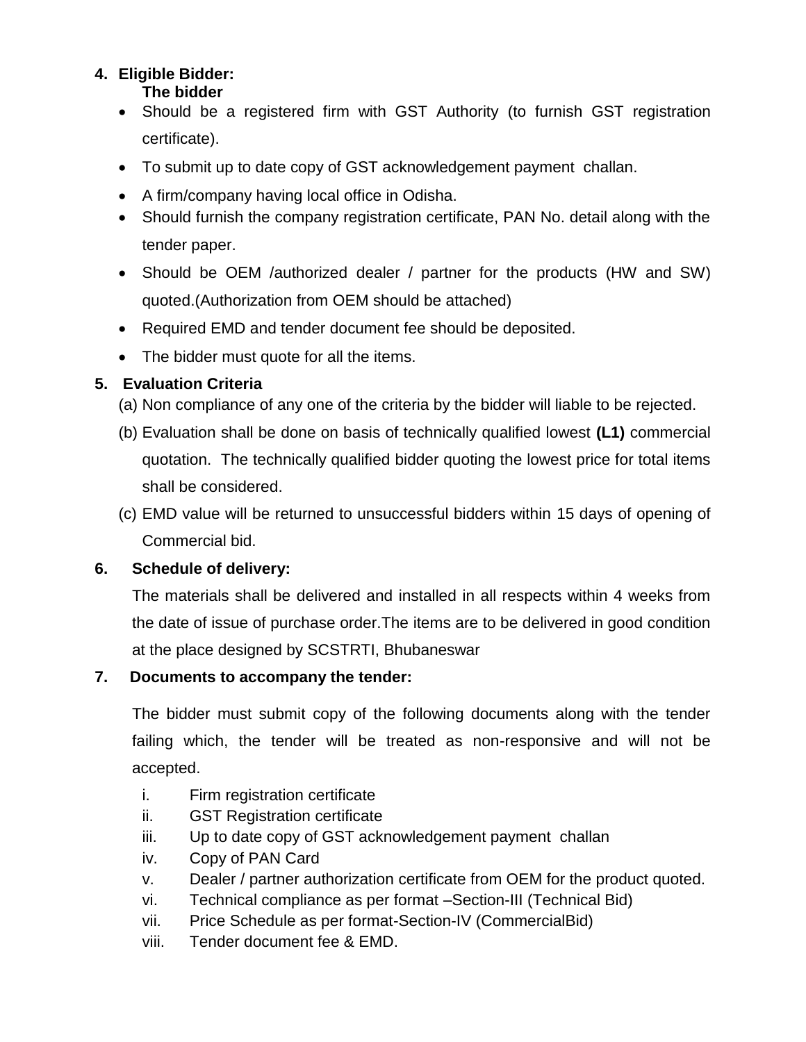**4. Eligible Bidder:**

**The bidder**

- Should be a registered firm with GST Authority (to furnish GST registration certificate).
- To submit up to date copy of GST acknowledgement payment challan.
- A firm/company having local office in Odisha.
- Should furnish the company registration certificate, PAN No. detail along with the tender paper.
- Should be OEM /authorized dealer / partner for the products (HW and SW) quoted.(Authorization from OEM should be attached)
- Required EMD and tender document fee should be deposited.
- The bidder must quote for all the items.

**5. Evaluation Criteria**

(a) Non compliance of any one of the criteria by the bidder will liable to be rejected.

(b) Evaluation shall be done on basis of technically qualified lowest **(L1)** commercial quotation. The technically qualified bidder quoting the lowest price for total items shall be considered.

(c) EMD value will be returned to unsuccessful bidders within 15 days of opening of Commercial bid.

**6. Schedule of delivery:**

The materials shall be delivered and installed in all respects within 4 weeks from the date of issue of purchase order.The items are to be delivered in good condition at the place designed by SCSTRTI, Bhubaneswar

**7. Documents to accompany the tender:**

The bidder must submit copy of the following documents along with the tender failing which, the tender will be treated as non-responsive and will not be accepted.

i. Firm registration certificate
ii. GST Registration certificate
iii. Up to date copy of GST acknowledgement payment challan
iv. Copy of PAN Card
v. Dealer / partner authorization certificate from OEM for the product quoted.
vi. Technical compliance as per format –Section-III (Technical Bid)
vii. Price Schedule as per format-Section-IV (CommercialBid)
viii. Tender document fee & EMD.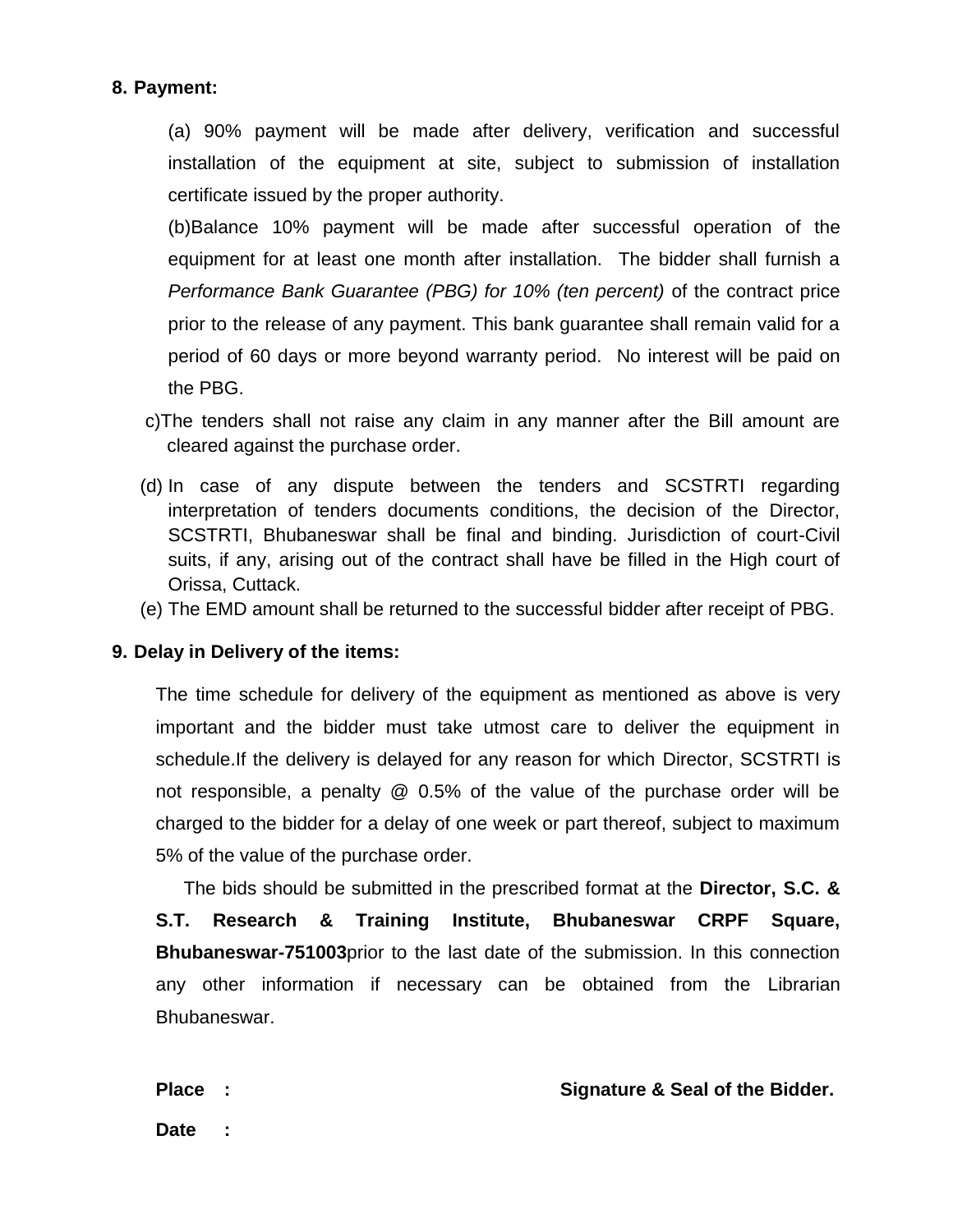**8. Payment:**

(a) 90% payment will be made after delivery, verification and successful installation of the equipment at site, subject to submission of installation certificate issued by the proper authority.

(b)Balance 10% payment will be made after successful operation of the equipment for at least one month after installation. The bidder shall furnish a *Performance Bank Guarantee (PBG) for 10% (ten percent)* of the contract price prior to the release of any payment. This bank guarantee shall remain valid for a period of 60 days or more beyond warranty period. No interest will be paid on the PBG.

c)The tenders shall not raise any claim in any manner after the Bill amount are cleared against the purchase order.

(d) In case of any dispute between the tenders and SCSTRTI regarding interpretation of tenders documents conditions, the decision of the Director, SCSTRTI, Bhubaneswar shall be final and binding. Jurisdiction of court-Civil suits, if any, arising out of the contract shall have be filled in the High court of Orissa, Cuttack.

(e) The EMD amount shall be returned to the successful bidder after receipt of PBG.

**9. Delay in Delivery of the items:**

The time schedule for delivery of the equipment as mentioned as above is very important and the bidder must take utmost care to deliver the equipment in schedule.If the delivery is delayed for any reason for which Director, SCSTRTI is not responsible, a penalty @ 0.5% of the value of the purchase order will be charged to the bidder for a delay of one week or part thereof, subject to maximum 5% of the value of the purchase order.

The bids should be submitted in the prescribed format at the **Director, S.C. & S.T. Research & Training Institute, Bhubaneswar CRPF Square, Bhubaneswar-751003**prior to the last date of the submission. In this connection any other information if necessary can be obtained from the Librarian Bhubaneswar.

**Place :** **Signature & Seal of the Bidder.**

**Date :**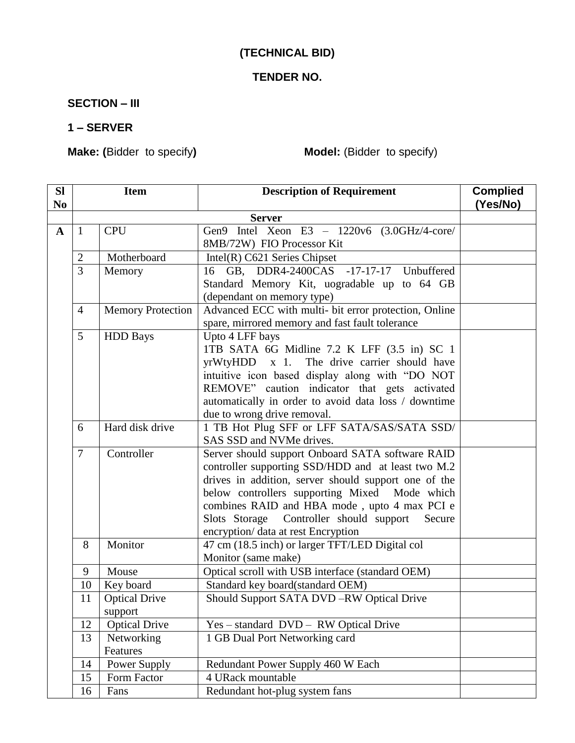**(TECHNICAL BID)**

**TENDER NO.**

**SECTION – III**

**1 – SERVER**

**Make: (**Bidder to specify**)** **Model:** (Bidder to specify)

| Sl No | | Item | Description of Requirement | Complied (Yes/No) |
|---|---|---|---|---|
| | | **Server** | | |
| **A** | 1 | CPU | Gen9 Intel Xeon E3 – 1220v6 (3.0GHz/4-core/ 8MB/72W) FIO Processor Kit | |
| | 2 | Motherboard | Intel(R) C621 Series Chipset | |
| | 3 | Memory | 16 GB, DDR4-2400CAS -17-17-17 Unbuffered Standard Memory Kit, uogradable up to 64 GB (dependant on memory type) | |
| | 4 | Memory Protection | Advanced ECC with multi- bit error protection, Online spare, mirrored memory and fast fault tolerance | |
| | 5 | HDD Bays | Upto 4 LFF bays<br>1TB SATA 6G Midline 7.2 K LFF (3.5 in) SC 1 yrWtyHDD x 1. The drive carrier should have intuitive icon based display along with "DO NOT REMOVE" caution indicator that gets activated automatically in order to avoid data loss / downtime due to wrong drive removal. | |
| | 6 | Hard disk drive | 1 TB Hot Plug SFF or LFF SATA/SAS/SATA SSD/ SAS SSD and NVMe drives. | |
| | 7 | Controller | Server should support Onboard SATA software RAID controller supporting SSD/HDD and at least two M.2 drives in addition, server should support one of the below controllers supporting Mixed Mode which combines RAID and HBA mode , upto 4 max PCI e Slots Storage Controller should support Secure encryption/ data at rest Encryption | |
| | 8 | Monitor | 47 cm (18.5 inch) or larger TFT/LED Digital col Monitor (same make) | |
| | 9 | Mouse | Optical scroll with USB interface (standard OEM) | |
| | 10 | Key board | Standard key board(standard OEM) | |
| | 11 | Optical Drive support | Should Support SATA DVD –RW Optical Drive | |
| | 12 | Optical Drive | Yes – standard DVD – RW Optical Drive | |
| | 13 | Networking Features | 1 GB Dual Port Networking card | |
| | 14 | Power Supply | Redundant Power Supply 460 W Each | |
| | 15 | Form Factor | 4 URack mountable | |
| | 16 | Fans | Redundant hot-plug system fans | |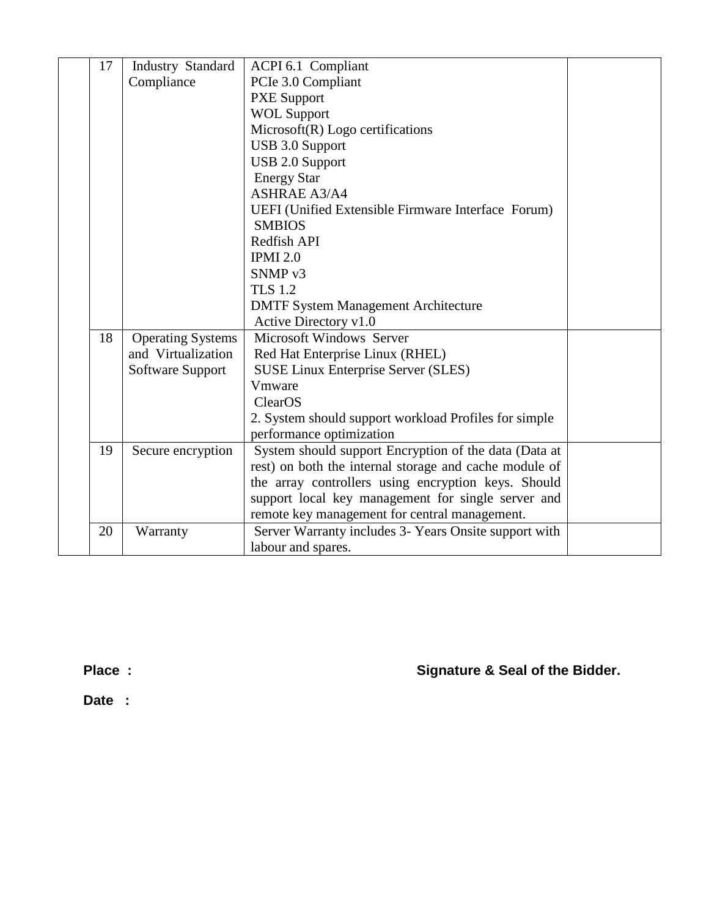| | | | | |
|---|---|---|---|---|
| | 17 | Industry Standard Compliance | ACPI 6.1 Compliant<br>PCIe 3.0 Compliant<br>PXE Support<br>WOL Support<br>Microsoft(R) Logo certifications<br>USB 3.0 Support<br>USB 2.0 Support<br>Energy Star<br>ASHRAE A3/A4<br>UEFI (Unified Extensible Firmware Interface Forum)<br>SMBIOS<br>Redfish API<br>IPMI 2.0<br>SNMP v3<br>TLS 1.2<br>DMTF System Management Architecture<br>Active Directory v1.0 | |
| | 18 | Operating Systems and Virtualization Software Support | Microsoft Windows Server<br>Red Hat Enterprise Linux (RHEL)<br>SUSE Linux Enterprise Server (SLES)<br>Vmware<br>ClearOS<br>2. System should support workload Profiles for simple performance optimization | |
| | 19 | Secure encryption | System should support Encryption of the data (Data at rest) on both the internal storage and cache module of the array controllers using encryption keys. Should support local key management for single server and remote key management for central management. | |
| | 20 | Warranty | Server Warranty includes 3- Years Onsite support with labour and spares. | |

**Place :** **Signature & Seal of the Bidder.**

**Date :**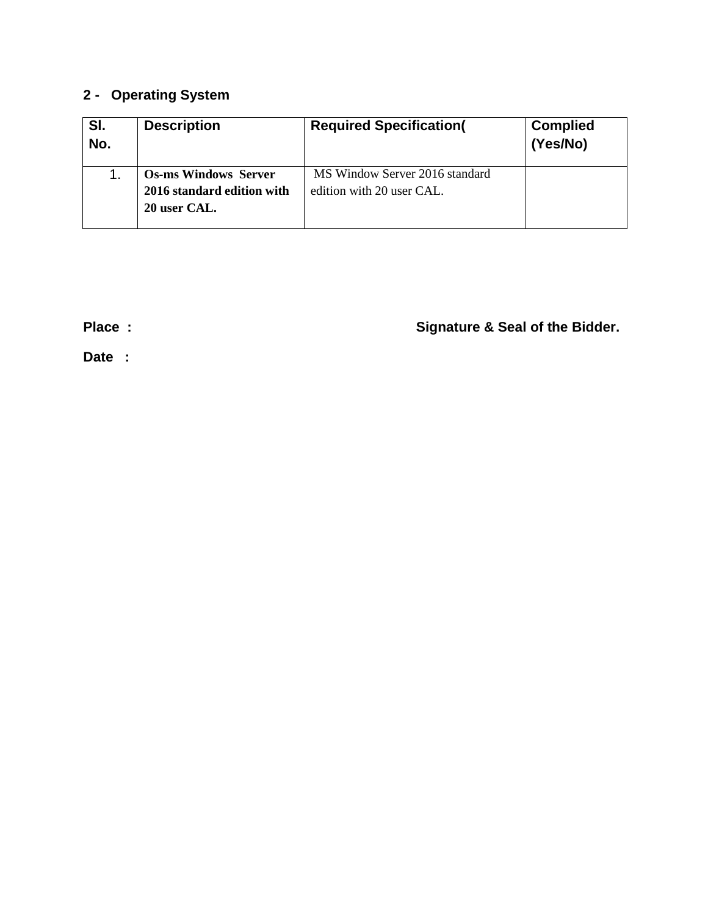## 2 - Operating System

| Sl. No. | Description | Required Specification( | Complied (Yes/No) |
|---|---|---|---|
| 1. | **Os-ms Windows Server 2016 standard edition with 20 user CAL.** | MS Window Server 2016 standard edition with 20 user CAL. | |

**Place :** **Signature & Seal of the Bidder.**

**Date :**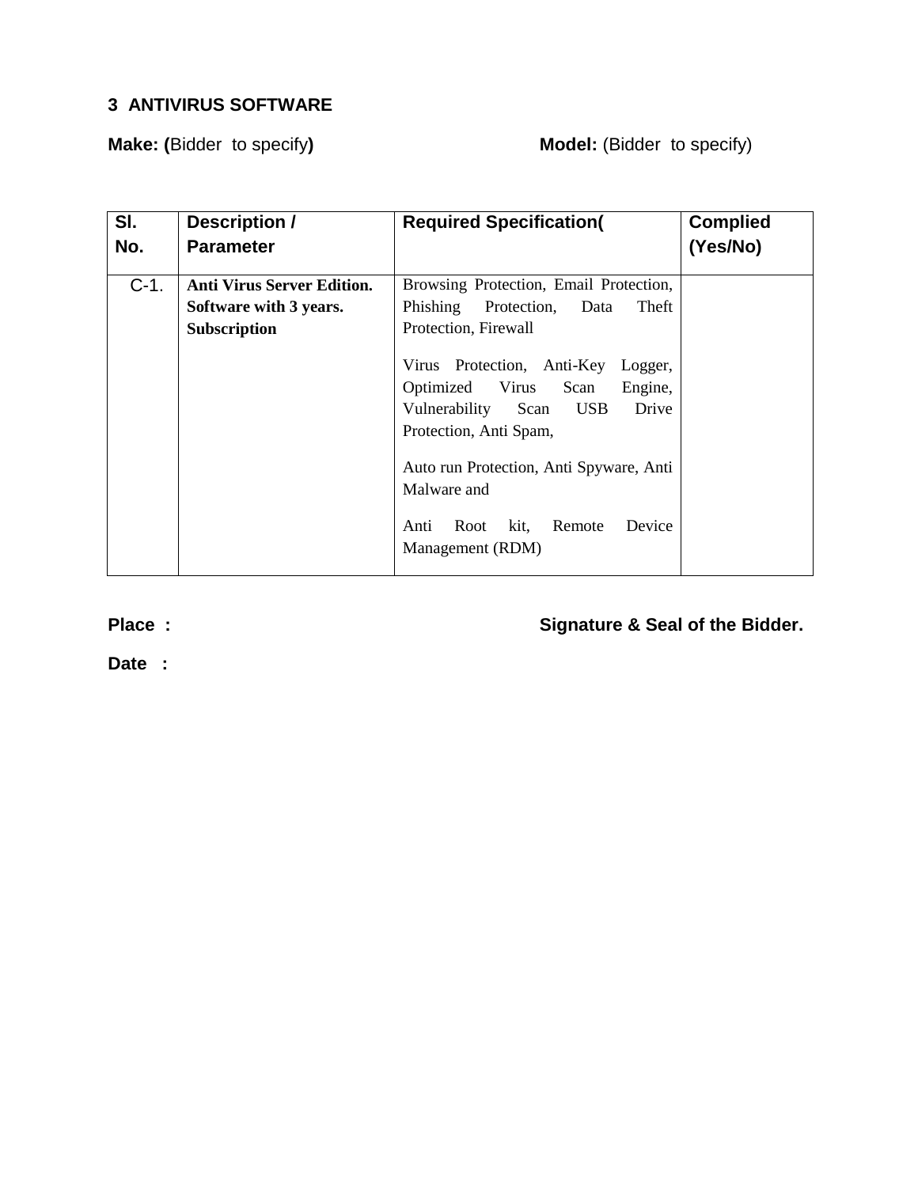### 3 ANTIVIRUS SOFTWARE

**Make: (**Bidder to specify**)** **Model:** (Bidder to specify)

| Sl. No. | Description / Parameter | Required Specification( | Complied (Yes/No) |
|---|---|---|---|
| C-1. | **Anti Virus Server Edition. Software with 3 years. Subscription** | Browsing Protection, Email Protection, Phishing Protection, Data Theft Protection, Firewall<br><br>Virus Protection, Anti-Key Logger, Optimized Virus Scan Engine, Vulnerability Scan USB Drive Protection, Anti Spam,<br><br>Auto run Protection, Anti Spyware, Anti Malware and<br><br>Anti Root kit, Remote Device Management (RDM) | |

**Place :** **Signature & Seal of the Bidder.**

**Date :**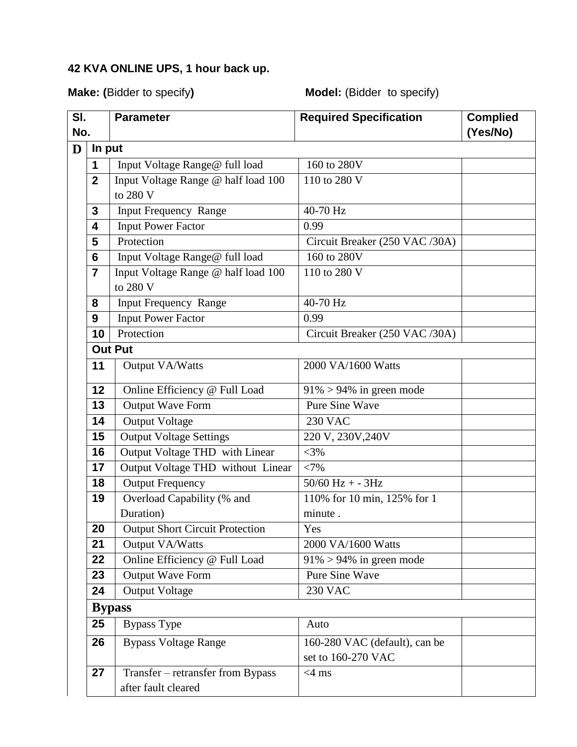**42 KVA ONLINE UPS, 1 hour back up.**

**Make: (**Bidder to specify**)** **Model:** (Bidder to specify)

| Sl. No. | | Parameter | Required Specification | Complied (Yes/No) |
|---|---|---|---|---|
| **D** | **In put** | | | |
| | **1** | Input Voltage Range@ full load | 160 to 280V | |
| | **2** | Input Voltage Range @ half load 100 to 280 V | 110 to 280 V | |
| | **3** | Input Frequency Range | 40-70 Hz | |
| | **4** | Input Power Factor | 0.99 | |
| | **5** | Protection | Circuit Breaker (250 VAC /30A) | |
| | **6** | Input Voltage Range@ full load | 160 to 280V | |
| | **7** | Input Voltage Range @ half load 100 to 280 V | 110 to 280 V | |
| | **8** | Input Frequency Range | 40-70 Hz | |
| | **9** | Input Power Factor | 0.99 | |
| | **10** | Protection | Circuit Breaker (250 VAC /30A) | |
| | **Out Put** | | | |
| | **11** | Output VA/Watts | 2000 VA/1600 Watts | |
| | **12** | Online Efficiency @ Full Load | 91% > 94% in green mode | |
| | **13** | Output Wave Form | Pure Sine Wave | |
| | **14** | Output Voltage | 230 VAC | |
| | **15** | Output Voltage Settings | 220 V, 230V,240V | |
| | **16** | Output Voltage THD with Linear | <3% | |
| | **17** | Output Voltage THD without Linear | <7% | |
| | **18** | Output Frequency | 50/60 Hz + - 3Hz | |
| | **19** | Overload Capability (% and Duration) | 110% for 10 min, 125% for 1 minute . | |
| | **20** | Output Short Circuit Protection | Yes | |
| | **21** | Output VA/Watts | 2000 VA/1600 Watts | |
| | **22** | Online Efficiency @ Full Load | 91% > 94% in green mode | |
| | **23** | Output Wave Form | Pure Sine Wave | |
| | **24** | Output Voltage | 230 VAC | |
| | **Bypass** | | | |
| | **25** | Bypass Type | Auto | |
| | **26** | Bypass Voltage Range | 160-280 VAC (default), can be set to 160-270 VAC | |
| | **27** | Transfer – retransfer from Bypass after fault cleared | <4 ms | |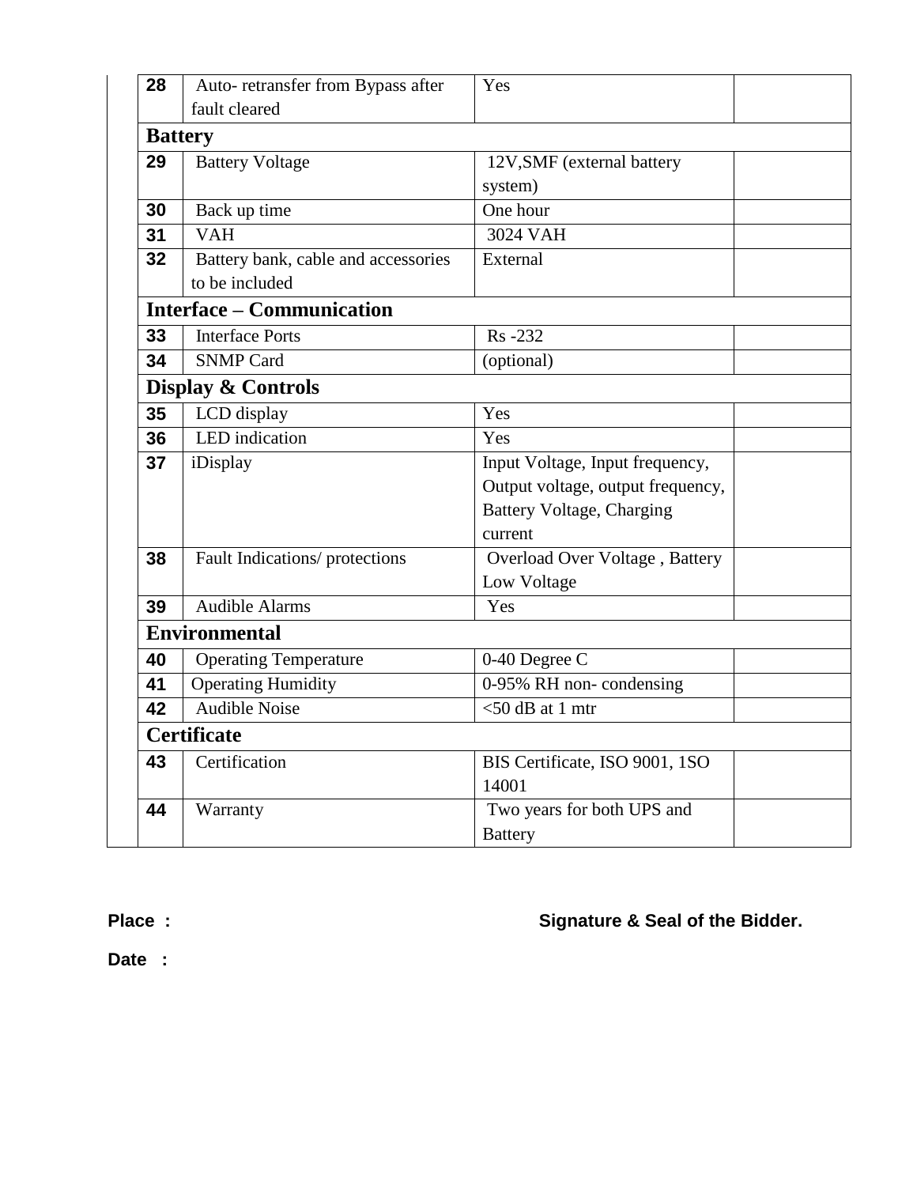| | | | |
|---|---|---|---|
| **28** | Auto- retransfer from Bypass after fault cleared | Yes | |
| **Battery** | | | |
| **29** | Battery Voltage | 12V,SMF (external battery system) | |
| **30** | Back up time | One hour | |
| **31** | VAH | 3024 VAH | |
| **32** | Battery bank, cable and accessories to be included | External | |
| **Interface – Communication** | | | |
| **33** | Interface Ports | Rs -232 | |
| **34** | SNMP Card | (optional) | |
| **Display & Controls** | | | |
| **35** | LCD display | Yes | |
| **36** | LED indication | Yes | |
| **37** | iDisplay | Input Voltage, Input frequency, Output voltage, output frequency, Battery Voltage, Charging current | |
| **38** | Fault Indications/ protections | Overload Over Voltage , Battery Low Voltage | |
| **39** | Audible Alarms | Yes | |
| **Environmental** | | | |
| **40** | Operating Temperature | 0-40 Degree C | |
| **41** | Operating Humidity | 0-95% RH non- condensing | |
| **42** | Audible Noise | <50 dB at 1 mtr | |
| **Certificate** | | | |
| **43** | Certification | BIS Certificate, ISO 9001, 1SO 14001 | |
| **44** | Warranty | Two years for both UPS and Battery | |

**Place :** **Signature & Seal of the Bidder.**

**Date :**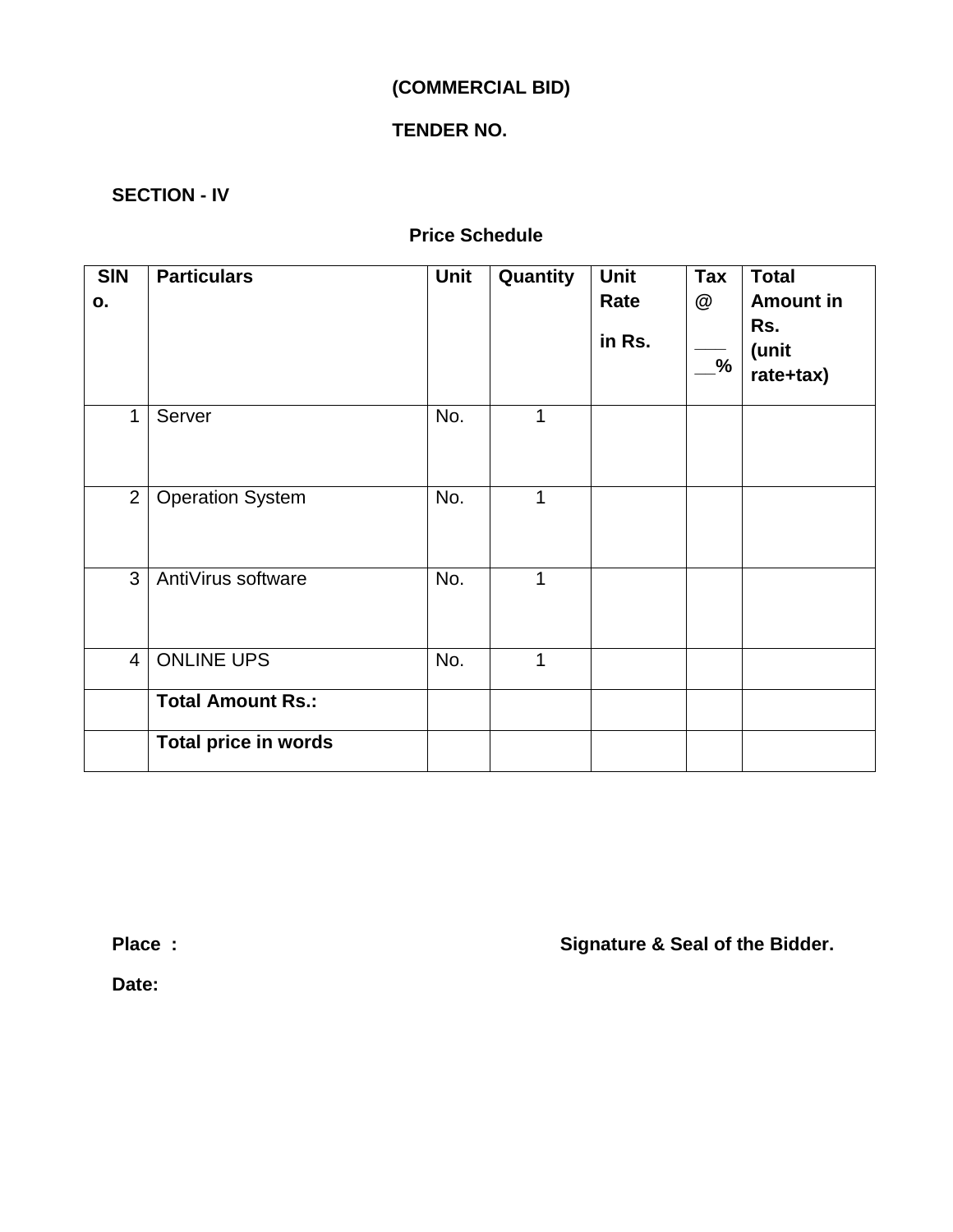**(COMMERCIAL BID)**

**TENDER NO.**

**SECTION - IV**

**Price Schedule**

| **SlNo.** | **Particulars** | **Unit** | **Quantity** | **Unit Rate in Rs.** | **Tax @ _____%** | **Total Amount in Rs. (unit rate+tax)** |
|---|---|---|---|---|---|---|
| 1 | Server | No. | 1 | | | |
| 2 | Operation System | No. | 1 | | | |
| 3 | AntiVirus software | No. | 1 | | | |
| 4 | ONLINE UPS | No. | 1 | | | |
| | **Total Amount Rs.:** | | | | | |
| | **Total price in words** | | | | | |

**Place :** **Signature & Seal of the Bidder.**

**Date:**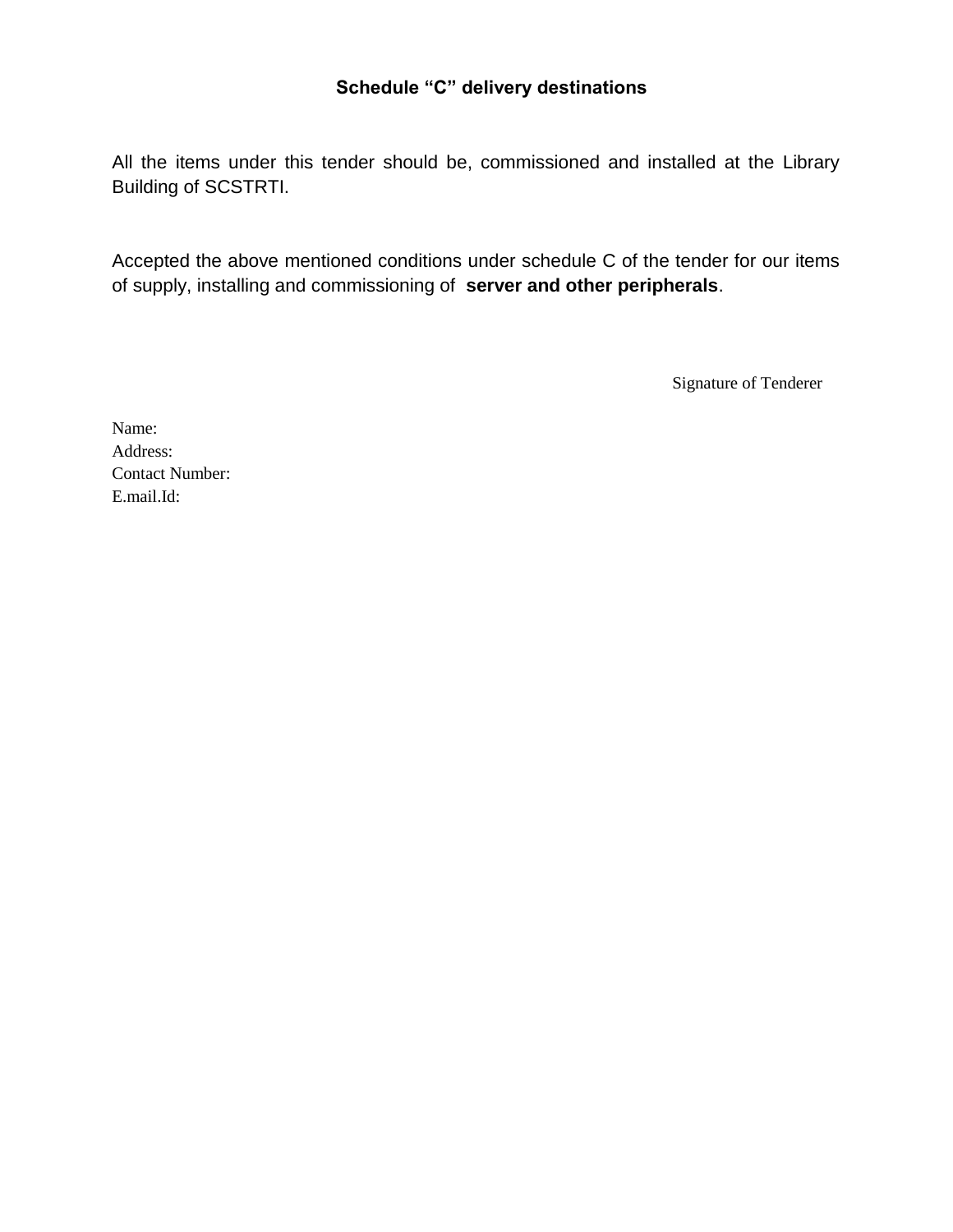## Schedule “C” delivery destinations

All the items under this tender should be, commissioned and installed at the Library Building of SCSTRTI.

Accepted the above mentioned conditions under schedule C of the tender for our items of supply, installing and commissioning of **server and other peripherals**.

Signature of Tenderer

Name:
Address:
Contact Number:
E.mail.Id: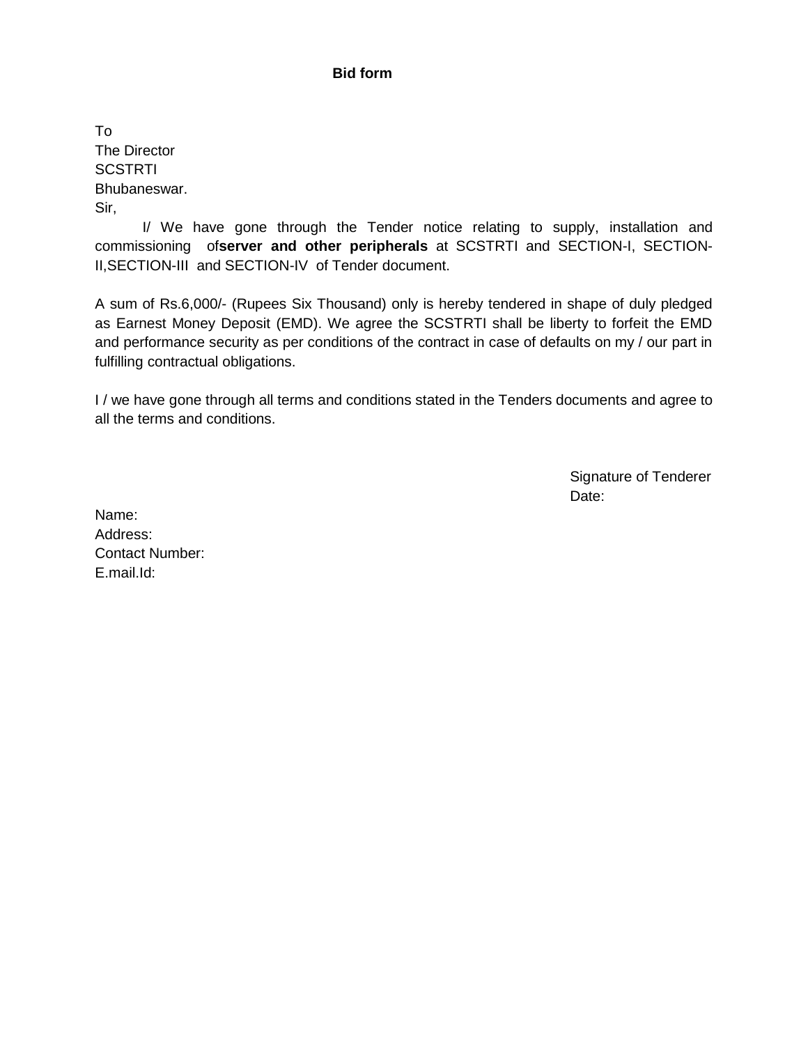**Bid form**

To
The Director
SCSTRTI
Bhubaneswar.
Sir,

I/ We have gone through the Tender notice relating to supply, installation and commissioning of**server and other peripherals** at SCSTRTI and SECTION-I, SECTION-II,SECTION-III and SECTION-IV of Tender document.

A sum of Rs.6,000/- (Rupees Six Thousand) only is hereby tendered in shape of duly pledged as Earnest Money Deposit (EMD). We agree the SCSTRTI shall be liberty to forfeit the EMD and performance security as per conditions of the contract in case of defaults on my / our part in fulfilling contractual obligations.

I / we have gone through all terms and conditions stated in the Tenders documents and agree to all the terms and conditions.

Signature of Tenderer
Date:

Name:
Address:
Contact Number:
E.mail.Id: